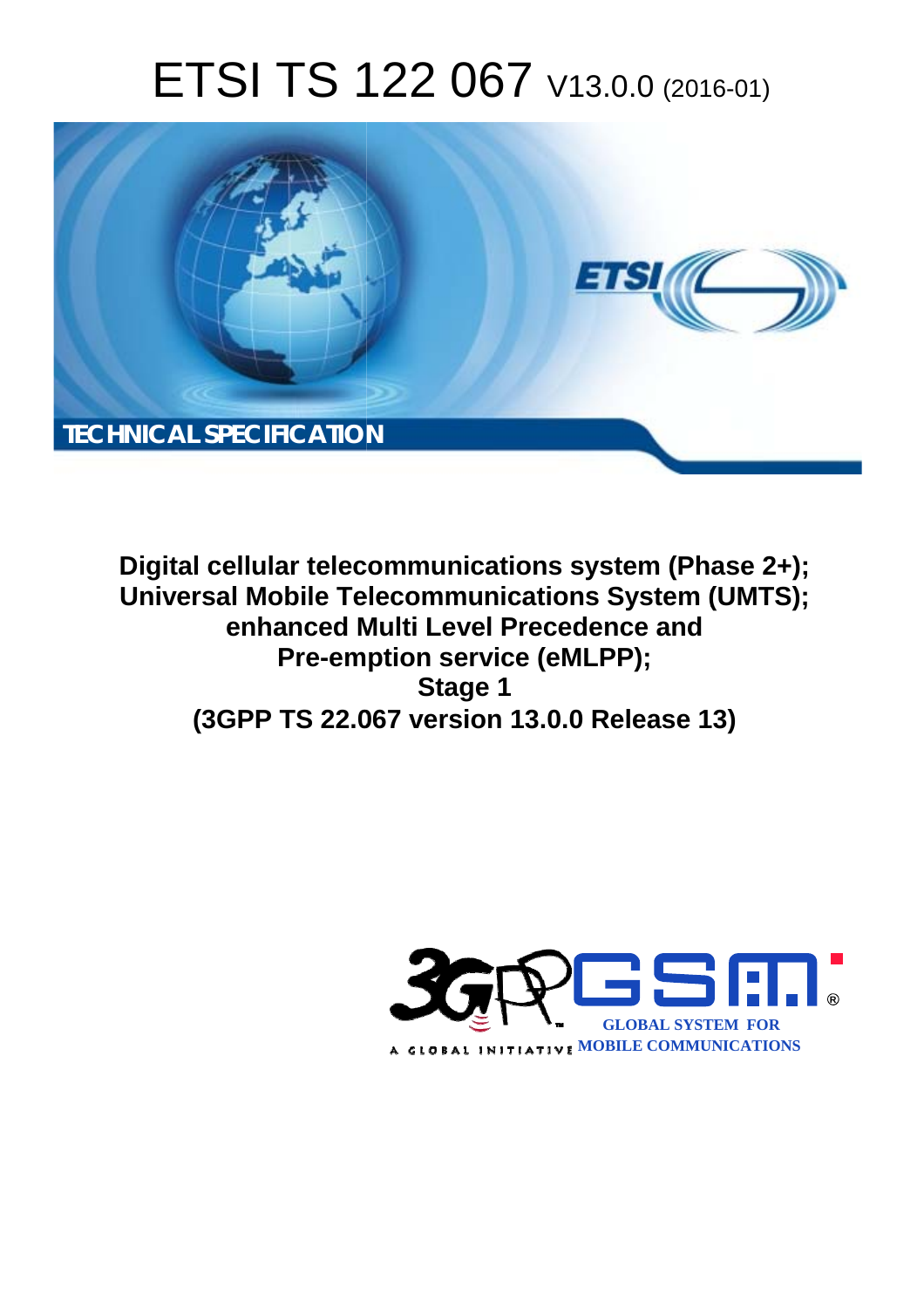# ETSI TS 122 067 V13.0.0 (2016-01)

TECHNICAL SPECIFICATION

**Digital cellular telecommunications system (Phase 2+);
Universal Mobile Telecommunications System (UMTS);
enhanced Multi Level Precedence and
Pre-emption service (eMLPP);
Stage 1
(3GPP TS 22.067 version 13.0.0 Release 13)**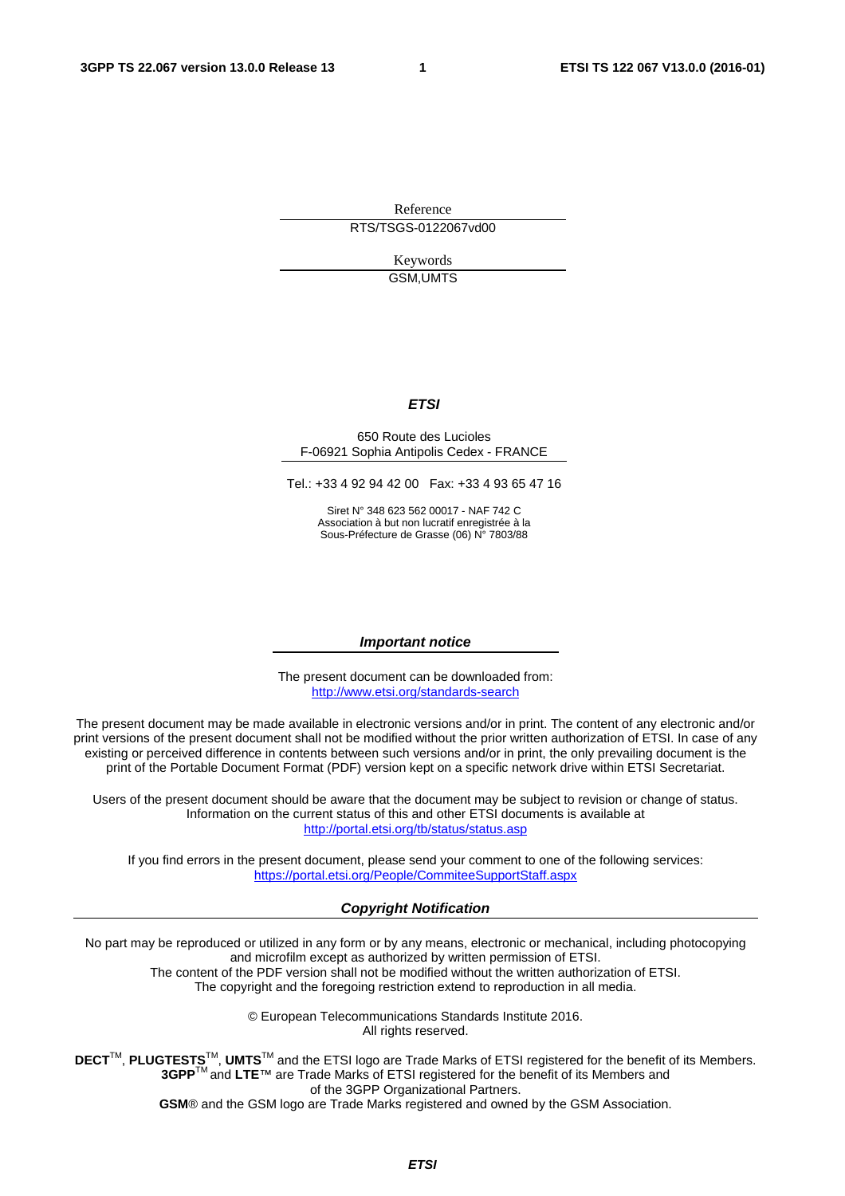Reference

RTS/TSGS-0122067vd00

Keywords

GSM,UMTS

***ETSI***

650 Route des Lucioles
F-06921 Sophia Antipolis Cedex - FRANCE

Tel.: +33 4 92 94 42 00 Fax: +33 4 93 65 47 16

Siret N° 348 623 562 00017 - NAF 742 C
Association à but non lucratif enregistrée à la
Sous-Préfecture de Grasse (06) N° 7803/88

***Important notice***

The present document can be downloaded from:
http://www.etsi.org/standards-search

The present document may be made available in electronic versions and/or in print. The content of any electronic and/or print versions of the present document shall not be modified without the prior written authorization of ETSI. In case of any existing or perceived difference in contents between such versions and/or in print, the only prevailing document is the print of the Portable Document Format (PDF) version kept on a specific network drive within ETSI Secretariat.

Users of the present document should be aware that the document may be subject to revision or change of status. Information on the current status of this and other ETSI documents is available at
http://portal.etsi.org/tb/status/status.asp

If you find errors in the present document, please send your comment to one of the following services:
https://portal.etsi.org/People/CommiteeSupportStaff.aspx

***Copyright Notification***

No part may be reproduced or utilized in any form or by any means, electronic or mechanical, including photocopying and microfilm except as authorized by written permission of ETSI.
The content of the PDF version shall not be modified without the written authorization of ETSI.
The copyright and the foregoing restriction extend to reproduction in all media.

© European Telecommunications Standards Institute 2016.
All rights reserved.

**DECT**™, **PLUGTESTS**™, **UMTS**™ and the ETSI logo are Trade Marks of ETSI registered for the benefit of its Members.
**3GPP**™ and **LTE**™ are Trade Marks of ETSI registered for the benefit of its Members and of the 3GPP Organizational Partners.
**GSM**® and the GSM logo are Trade Marks registered and owned by the GSM Association.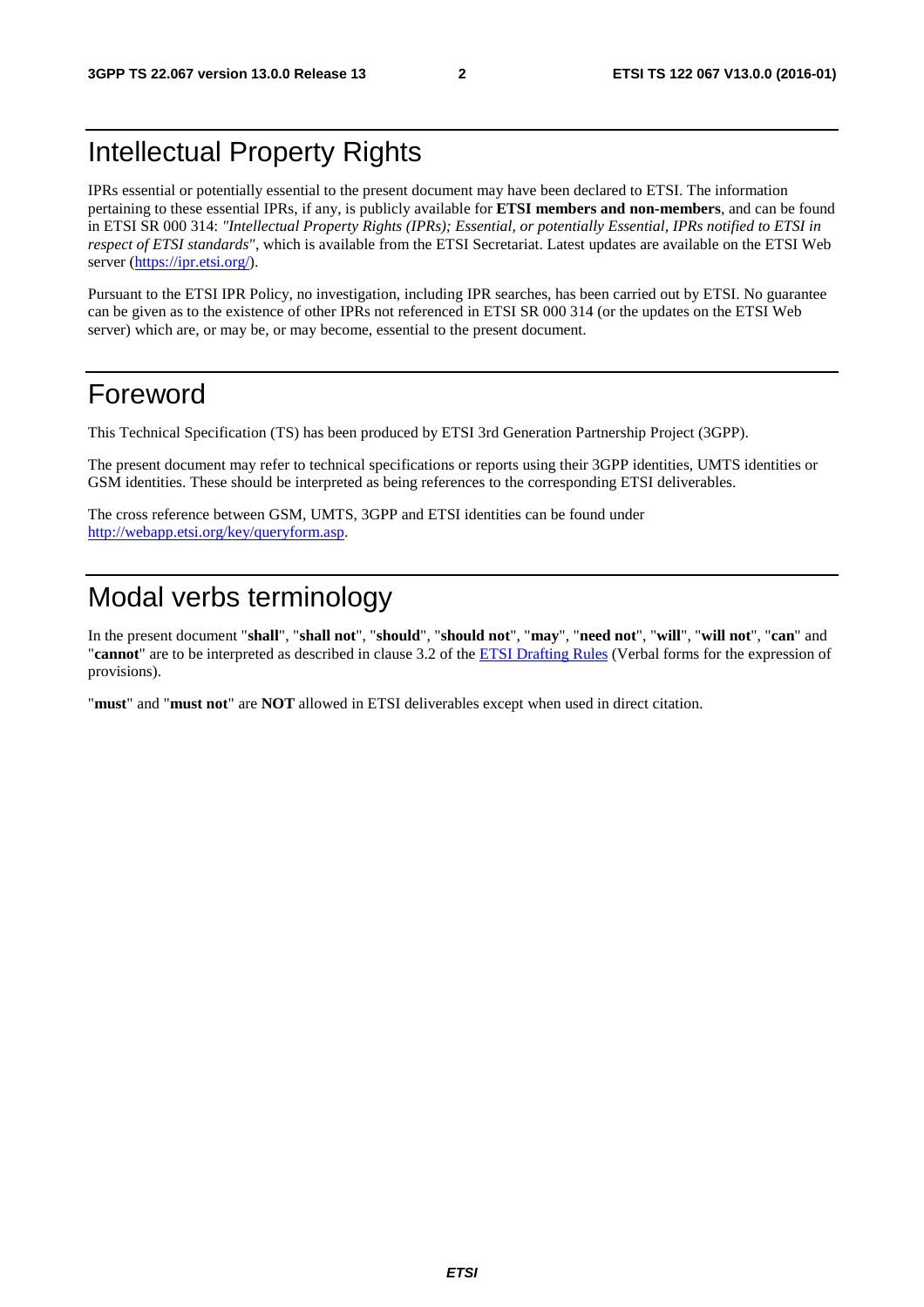# Intellectual Property Rights

IPRs essential or potentially essential to the present document may have been declared to ETSI. The information pertaining to these essential IPRs, if any, is publicly available for **ETSI members and non-members**, and can be found in ETSI SR 000 314: *"Intellectual Property Rights (IPRs); Essential, or potentially Essential, IPRs notified to ETSI in respect of ETSI standards"*, which is available from the ETSI Secretariat. Latest updates are available on the ETSI Web server (https://ipr.etsi.org/).

Pursuant to the ETSI IPR Policy, no investigation, including IPR searches, has been carried out by ETSI. No guarantee can be given as to the existence of other IPRs not referenced in ETSI SR 000 314 (or the updates on the ETSI Web server) which are, or may be, or may become, essential to the present document.

# Foreword

This Technical Specification (TS) has been produced by ETSI 3rd Generation Partnership Project (3GPP).

The present document may refer to technical specifications or reports using their 3GPP identities, UMTS identities or GSM identities. These should be interpreted as being references to the corresponding ETSI deliverables.

The cross reference between GSM, UMTS, 3GPP and ETSI identities can be found under http://webapp.etsi.org/key/queryform.asp.

# Modal verbs terminology

In the present document "**shall**", "**shall not**", "**should**", "**should not**", "**may**", "**need not**", "**will**", "**will not**", "**can**" and "**cannot**" are to be interpreted as described in clause 3.2 of the ETSI Drafting Rules (Verbal forms for the expression of provisions).

"**must**" and "**must not**" are **NOT** allowed in ETSI deliverables except when used in direct citation.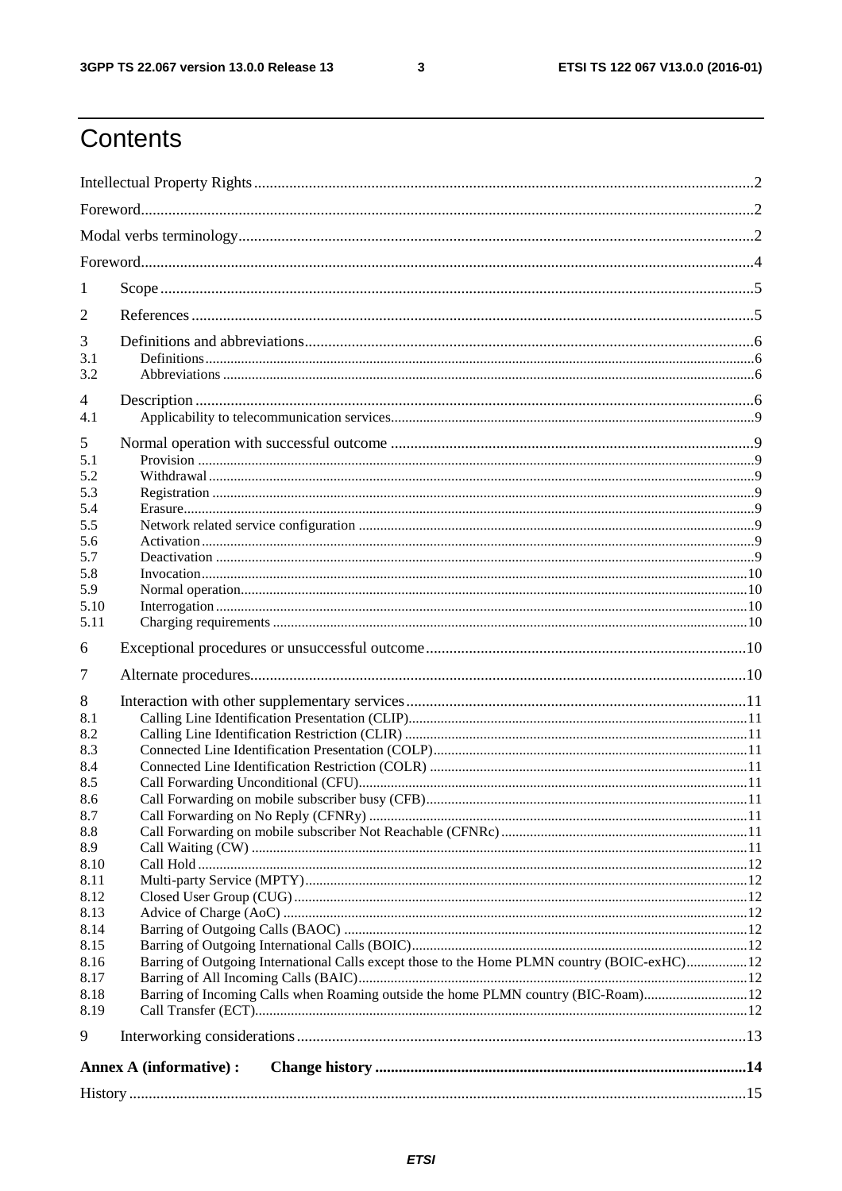# Contents

Intellectual Property Rights .......... 2

Foreword .......... 2

Modal verbs terminology .......... 2

Foreword .......... 4

1 Scope .......... 5

2 References .......... 5

3 Definitions and abbreviations .......... 6

3.1 Definitions .......... 6

3.2 Abbreviations .......... 6

4 Description .......... 6

4.1 Applicability to telecommunication services .......... 9

5 Normal operation with successful outcome .......... 9

5.1 Provision .......... 9

5.2 Withdrawal .......... 9

5.3 Registration .......... 9

5.4 Erasure .......... 9

5.5 Network related service configuration .......... 9

5.6 Activation .......... 9

5.7 Deactivation .......... 9

5.8 Invocation .......... 10

5.9 Normal operation .......... 10

5.10 Interrogation .......... 10

5.11 Charging requirements .......... 10

6 Exceptional procedures or unsuccessful outcome .......... 10

7 Alternate procedures .......... 10

8 Interaction with other supplementary services .......... 11

8.1 Calling Line Identification Presentation (CLIP) .......... 11

8.2 Calling Line Identification Restriction (CLIR) .......... 11

8.3 Connected Line Identification Presentation (COLP) .......... 11

8.4 Connected Line Identification Restriction (COLR) .......... 11

8.5 Call Forwarding Unconditional (CFU) .......... 11

8.6 Call Forwarding on mobile subscriber busy (CFB) .......... 11

8.7 Call Forwarding on No Reply (CFNRy) .......... 11

8.8 Call Forwarding on mobile subscriber Not Reachable (CFNRc) .......... 11

8.9 Call Waiting (CW) .......... 11

8.10 Call Hold .......... 12

8.11 Multi-party Service (MPTY) .......... 12

8.12 Closed User Group (CUG) .......... 12

8.13 Advice of Charge (AoC) .......... 12

8.14 Barring of Outgoing Calls (BAOC) .......... 12

8.15 Barring of Outgoing International Calls (BOIC) .......... 12

8.16 Barring of Outgoing International Calls except those to the Home PLMN country (BOIC-exHC) .......... 12

8.17 Barring of All Incoming Calls (BAIC) .......... 12

8.18 Barring of Incoming Calls when Roaming outside the home PLMN country (BIC-Roam) .......... 12

8.19 Call Transfer (ECT) .......... 12

9 Interworking considerations .......... 13

**Annex A (informative) : Change history .......... 14**

History .......... 15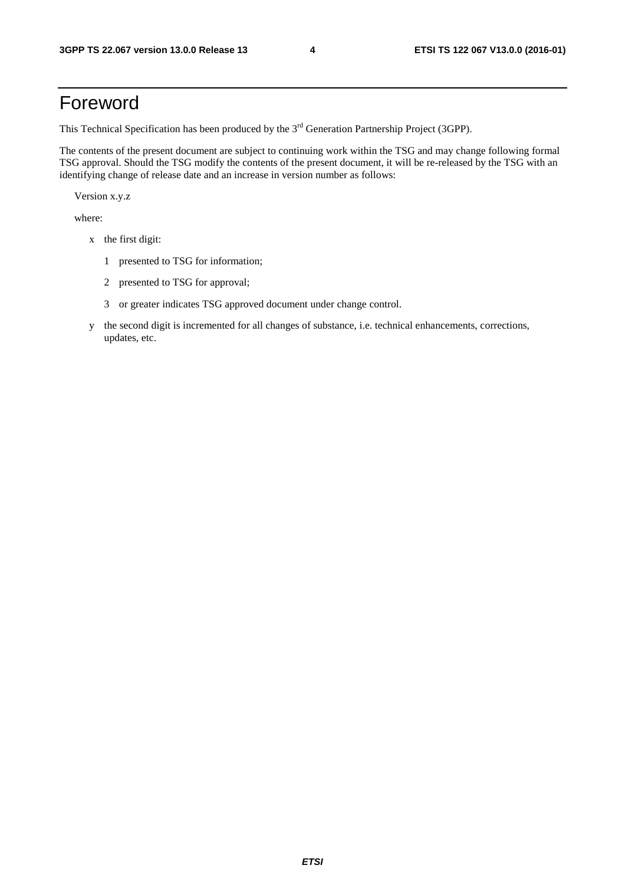# Foreword

This Technical Specification has been produced by the 3rd Generation Partnership Project (3GPP).

The contents of the present document are subject to continuing work within the TSG and may change following formal TSG approval. Should the TSG modify the contents of the present document, it will be re-released by the TSG with an identifying change of release date and an increase in version number as follows:

Version x.y.z

where:

- x the first digit:
  - 1 presented to TSG for information;
  - 2 presented to TSG for approval;
  - 3 or greater indicates TSG approved document under change control.
- y the second digit is incremented for all changes of substance, i.e. technical enhancements, corrections, updates, etc.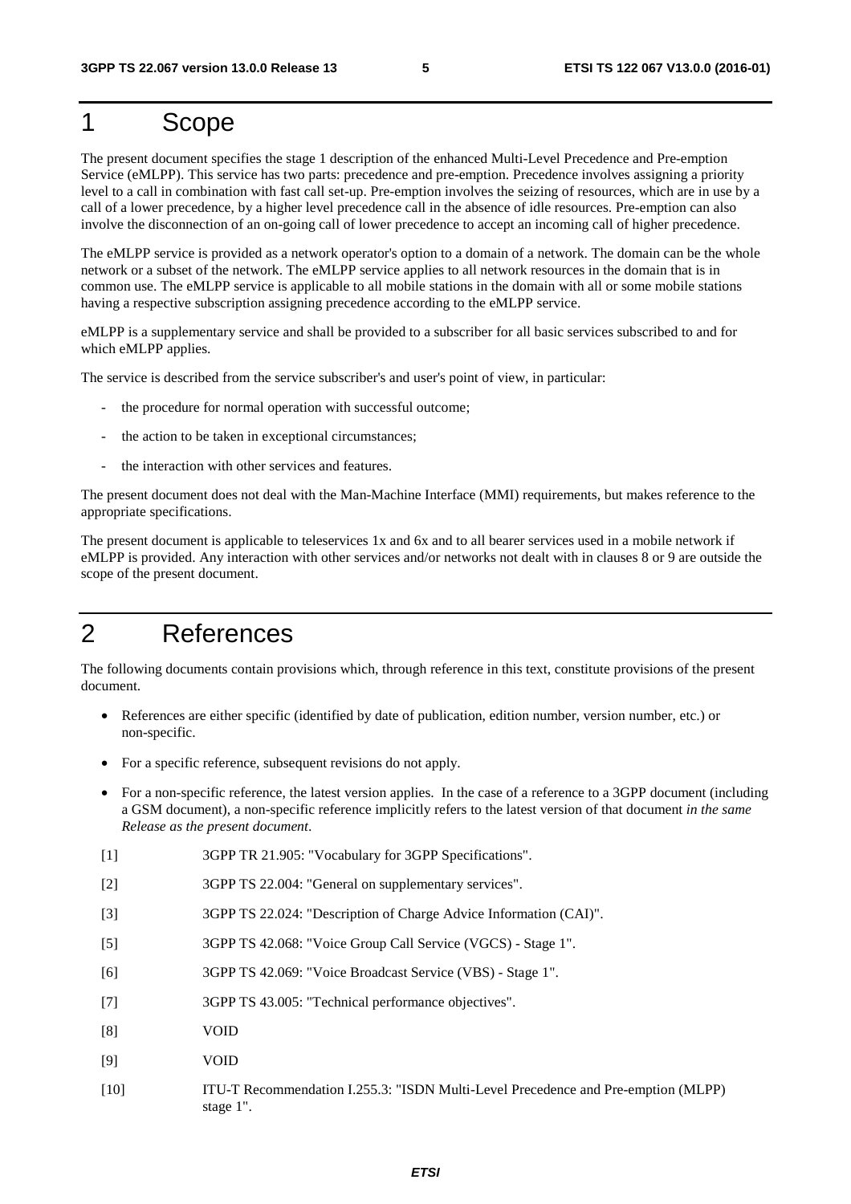# 1 Scope

The present document specifies the stage 1 description of the enhanced Multi-Level Precedence and Pre-emption Service (eMLPP). This service has two parts: precedence and pre-emption. Precedence involves assigning a priority level to a call in combination with fast call set-up. Pre-emption involves the seizing of resources, which are in use by a call of a lower precedence, by a higher level precedence call in the absence of idle resources. Pre-emption can also involve the disconnection of an on-going call of lower precedence to accept an incoming call of higher precedence.

The eMLPP service is provided as a network operator's option to a domain of a network. The domain can be the whole network or a subset of the network. The eMLPP service applies to all network resources in the domain that is in common use. The eMLPP service is applicable to all mobile stations in the domain with all or some mobile stations having a respective subscription assigning precedence according to the eMLPP service.

eMLPP is a supplementary service and shall be provided to a subscriber for all basic services subscribed to and for which eMLPP applies.

The service is described from the service subscriber's and user's point of view, in particular:

- the procedure for normal operation with successful outcome;
- the action to be taken in exceptional circumstances;
- the interaction with other services and features.

The present document does not deal with the Man-Machine Interface (MMI) requirements, but makes reference to the appropriate specifications.

The present document is applicable to teleservices 1x and 6x and to all bearer services used in a mobile network if eMLPP is provided. Any interaction with other services and/or networks not dealt with in clauses 8 or 9 are outside the scope of the present document.

# 2 References

The following documents contain provisions which, through reference in this text, constitute provisions of the present document.

- References are either specific (identified by date of publication, edition number, version number, etc.) or non-specific.
- For a specific reference, subsequent revisions do not apply.
- For a non-specific reference, the latest version applies. In the case of a reference to a 3GPP document (including a GSM document), a non-specific reference implicitly refers to the latest version of that document *in the same Release as the present document*.

[1] 3GPP TR 21.905: "Vocabulary for 3GPP Specifications".

[2] 3GPP TS 22.004: "General on supplementary services".

[3] 3GPP TS 22.024: "Description of Charge Advice Information (CAI)".

[5] 3GPP TS 42.068: "Voice Group Call Service (VGCS) - Stage 1".

[6] 3GPP TS 42.069: "Voice Broadcast Service (VBS) - Stage 1".

[7] 3GPP TS 43.005: "Technical performance objectives".

[8] VOID

[9] VOID

[10] ITU-T Recommendation I.255.3: "ISDN Multi-Level Precedence and Pre-emption (MLPP) stage 1".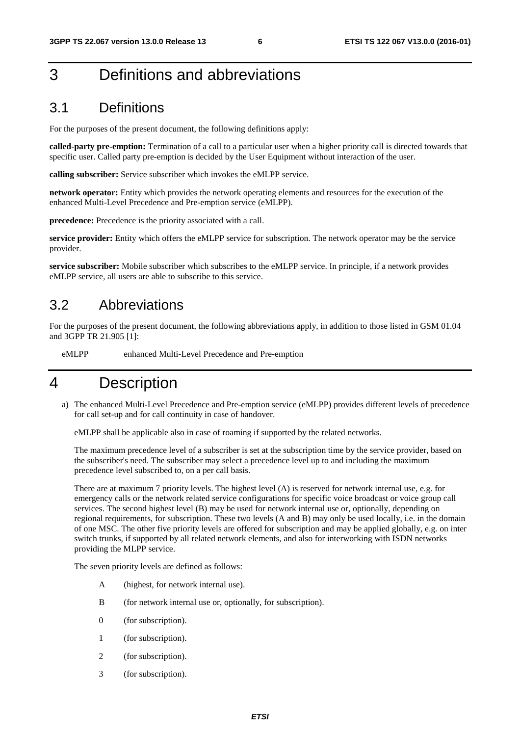# 3 Definitions and abbreviations

## 3.1 Definitions

For the purposes of the present document, the following definitions apply:

**called-party pre-emption:** Termination of a call to a particular user when a higher priority call is directed towards that specific user. Called party pre-emption is decided by the User Equipment without interaction of the user.

**calling subscriber:** Service subscriber which invokes the eMLPP service.

**network operator:** Entity which provides the network operating elements and resources for the execution of the enhanced Multi-Level Precedence and Pre-emption service (eMLPP).

**precedence:** Precedence is the priority associated with a call.

**service provider:** Entity which offers the eMLPP service for subscription. The network operator may be the service provider.

**service subscriber:** Mobile subscriber which subscribes to the eMLPP service. In principle, if a network provides eMLPP service, all users are able to subscribe to this service.

## 3.2 Abbreviations

For the purposes of the present document, the following abbreviations apply, in addition to those listed in GSM 01.04 and 3GPP TR 21.905 [1]:

eMLPP enhanced Multi-Level Precedence and Pre-emption

# 4 Description

a) The enhanced Multi-Level Precedence and Pre-emption service (eMLPP) provides different levels of precedence for call set-up and for call continuity in case of handover.

   eMLPP shall be applicable also in case of roaming if supported by the related networks.

   The maximum precedence level of a subscriber is set at the subscription time by the service provider, based on the subscriber's need. The subscriber may select a precedence level up to and including the maximum precedence level subscribed to, on a per call basis.

   There are at maximum 7 priority levels. The highest level (A) is reserved for network internal use, e.g. for emergency calls or the network related service configurations for specific voice broadcast or voice group call services. The second highest level (B) may be used for network internal use or, optionally, depending on regional requirements, for subscription. These two levels (A and B) may only be used locally, i.e. in the domain of one MSC. The other five priority levels are offered for subscription and may be applied globally, e.g. on inter switch trunks, if supported by all related network elements, and also for interworking with ISDN networks providing the MLPP service.

   The seven priority levels are defined as follows:

   - A (highest, for network internal use).
   - B (for network internal use or, optionally, for subscription).
   - 0 (for subscription).
   - 1 (for subscription).
   - 2 (for subscription).
   - 3 (for subscription).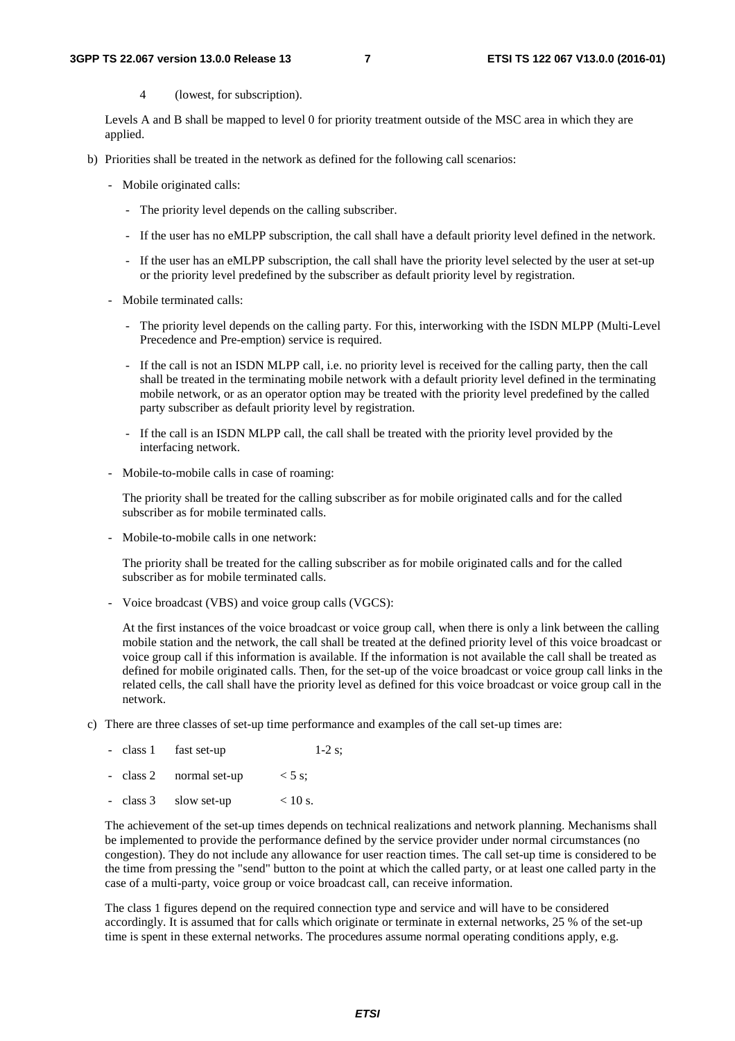4 (lowest, for subscription).

  Levels A and B shall be mapped to level 0 for priority treatment outside of the MSC area in which they are applied.

b) Priorities shall be treated in the network as defined for the following call scenarios:

   - Mobile originated calls:

     - The priority level depends on the calling subscriber.

     - If the user has no eMLPP subscription, the call shall have a default priority level defined in the network.

     - If the user has an eMLPP subscription, the call shall have the priority level selected by the user at set-up or the priority level predefined by the subscriber as default priority level by registration.

   - Mobile terminated calls:

     - The priority level depends on the calling party. For this, interworking with the ISDN MLPP (Multi-Level Precedence and Pre-emption) service is required.

     - If the call is not an ISDN MLPP call, i.e. no priority level is received for the calling party, then the call shall be treated in the terminating mobile network with a default priority level defined in the terminating mobile network, or as an operator option may be treated with the priority level predefined by the called party subscriber as default priority level by registration.

     - If the call is an ISDN MLPP call, the call shall be treated with the priority level provided by the interfacing network.

   - Mobile-to-mobile calls in case of roaming:

     The priority shall be treated for the calling subscriber as for mobile originated calls and for the called subscriber as for mobile terminated calls.

   - Mobile-to-mobile calls in one network:

     The priority shall be treated for the calling subscriber as for mobile originated calls and for the called subscriber as for mobile terminated calls.

   - Voice broadcast (VBS) and voice group calls (VGCS):

     At the first instances of the voice broadcast or voice group call, when there is only a link between the calling mobile station and the network, the call shall be treated at the defined priority level of this voice broadcast or voice group call if this information is available. If the information is not available the call shall be treated as defined for mobile originated calls. Then, for the set-up of the voice broadcast or voice group call links in the related cells, the call shall have the priority level as defined for this voice broadcast or voice group call in the network.

c) There are three classes of set-up time performance and examples of the call set-up times are:

   - class 1    fast set-up    1-2 s;

   - class 2    normal set-up    < 5 s;

   - class 3    slow set-up    < 10 s.

   The achievement of the set-up times depends on technical realizations and network planning. Mechanisms shall be implemented to provide the performance defined by the service provider under normal circumstances (no congestion). They do not include any allowance for user reaction times. The call set-up time is considered to be the time from pressing the "send" button to the point at which the called party, or at least one called party in the case of a multi-party, voice group or voice broadcast call, can receive information.

   The class 1 figures depend on the required connection type and service and will have to be considered accordingly. It is assumed that for calls which originate or terminate in external networks, 25 % of the set-up time is spent in these external networks. The procedures assume normal operating conditions apply, e.g.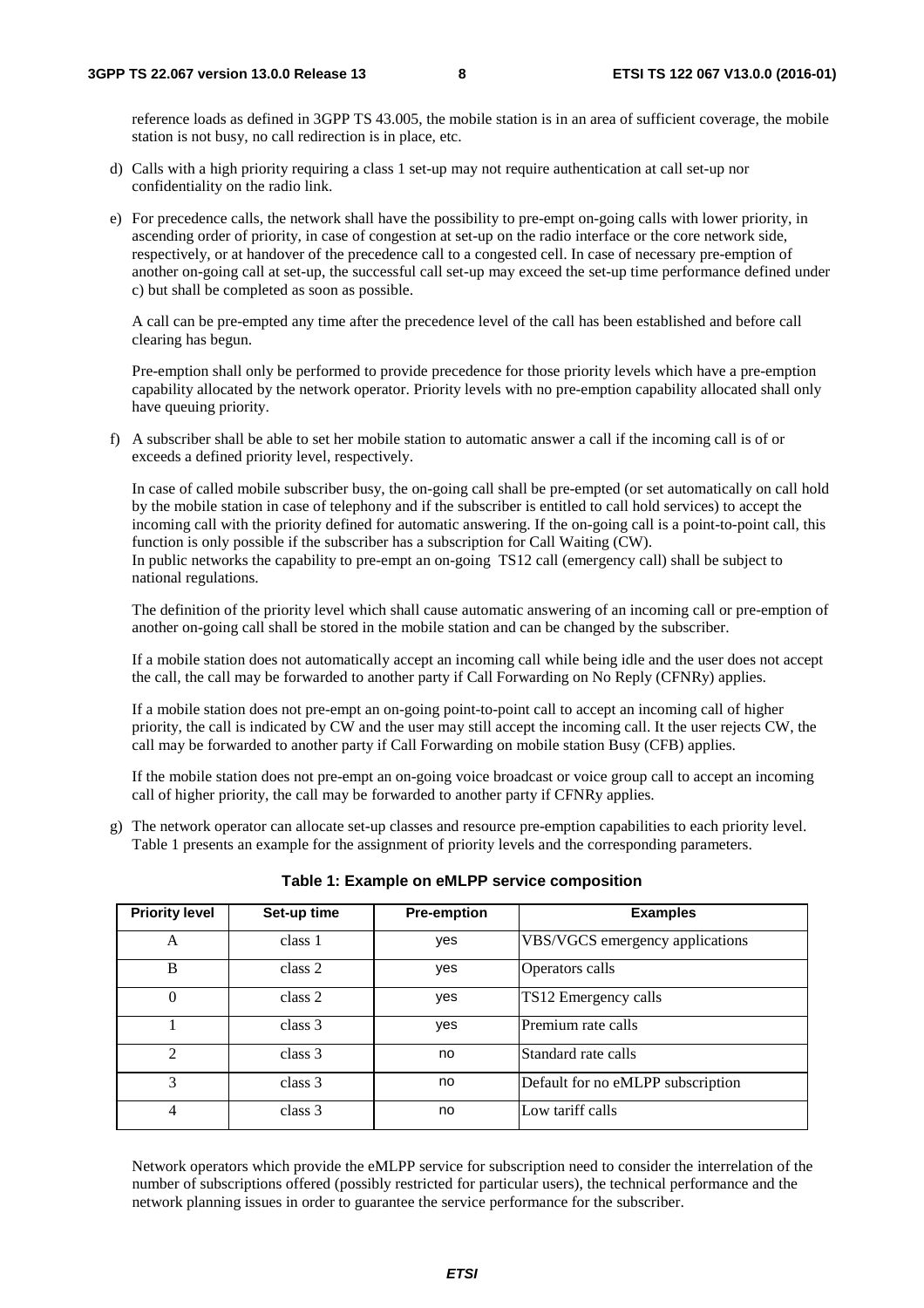reference loads as defined in 3GPP TS 43.005, the mobile station is in an area of sufficient coverage, the mobile station is not busy, no call redirection is in place, etc.

d) Calls with a high priority requiring a class 1 set-up may not require authentication at call set-up nor confidentiality on the radio link.

e) For precedence calls, the network shall have the possibility to pre-empt on-going calls with lower priority, in ascending order of priority, in case of congestion at set-up on the radio interface or the core network side, respectively, or at handover of the precedence call to a congested cell. In case of necessary pre-emption of another on-going call at set-up, the successful call set-up may exceed the set-up time performance defined under c) but shall be completed as soon as possible.

   A call can be pre-empted any time after the precedence level of the call has been established and before call clearing has begun.

   Pre-emption shall only be performed to provide precedence for those priority levels which have a pre-emption capability allocated by the network operator. Priority levels with no pre-emption capability allocated shall only have queuing priority.

f) A subscriber shall be able to set her mobile station to automatic answer a call if the incoming call is of or exceeds a defined priority level, respectively.

   In case of called mobile subscriber busy, the on-going call shall be pre-empted (or set automatically on call hold by the mobile station in case of telephony and if the subscriber is entitled to call hold services) to accept the incoming call with the priority defined for automatic answering. If the on-going call is a point-to-point call, this function is only possible if the subscriber has a subscription for Call Waiting (CW).
   In public networks the capability to pre-empt an on-going TS12 call (emergency call) shall be subject to national regulations.

   The definition of the priority level which shall cause automatic answering of an incoming call or pre-emption of another on-going call shall be stored in the mobile station and can be changed by the subscriber.

   If a mobile station does not automatically accept an incoming call while being idle and the user does not accept the call, the call may be forwarded to another party if Call Forwarding on No Reply (CFNRy) applies.

   If a mobile station does not pre-empt an on-going point-to-point call to accept an incoming call of higher priority, the call is indicated by CW and the user may still accept the incoming call. It the user rejects CW, the call may be forwarded to another party if Call Forwarding on mobile station Busy (CFB) applies.

   If the mobile station does not pre-empt an on-going voice broadcast or voice group call to accept an incoming call of higher priority, the call may be forwarded to another party if CFNRy applies.

g) The network operator can allocate set-up classes and resource pre-emption capabilities to each priority level. Table 1 presents an example for the assignment of priority levels and the corresponding parameters.

**Table 1: Example on eMLPP service composition**

| Priority level | Set-up time | Pre-emption | Examples |
|---|---|---|---|
| A | class 1 | yes | VBS/VGCS emergency applications |
| B | class 2 | yes | Operators calls |
| 0 | class 2 | yes | TS12 Emergency calls |
| 1 | class 3 | yes | Premium rate calls |
| 2 | class 3 | no | Standard rate calls |
| 3 | class 3 | no | Default for no eMLPP subscription |
| 4 | class 3 | no | Low tariff calls |

   Network operators which provide the eMLPP service for subscription need to consider the interrelation of the number of subscriptions offered (possibly restricted for particular users), the technical performance and the network planning issues in order to guarantee the service performance for the subscriber.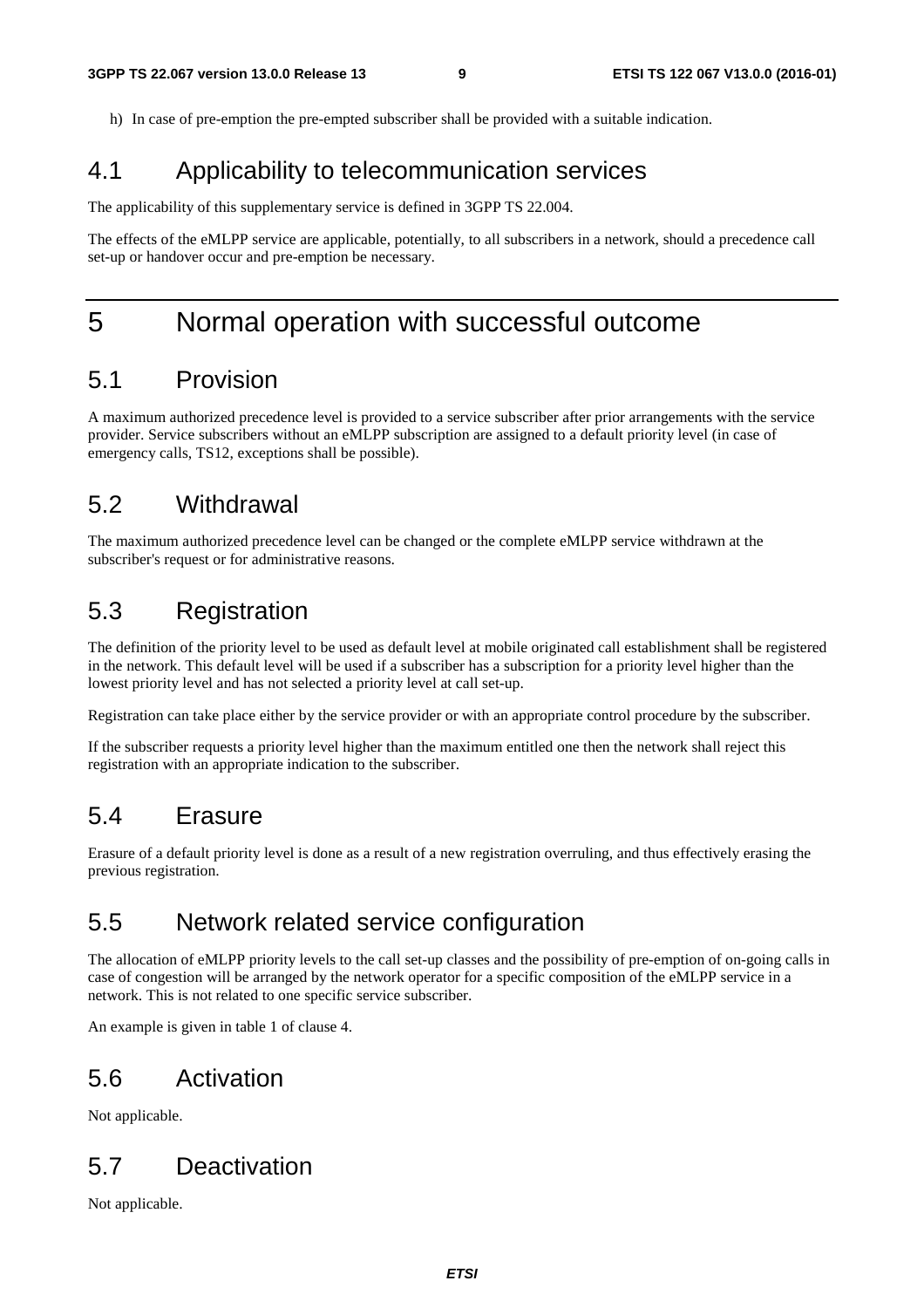h) In case of pre-emption the pre-empted subscriber shall be provided with a suitable indication.

## 4.1 Applicability to telecommunication services

The applicability of this supplementary service is defined in 3GPP TS 22.004.

The effects of the eMLPP service are applicable, potentially, to all subscribers in a network, should a precedence call set-up or handover occur and pre-emption be necessary.

# 5 Normal operation with successful outcome

## 5.1 Provision

A maximum authorized precedence level is provided to a service subscriber after prior arrangements with the service provider. Service subscribers without an eMLPP subscription are assigned to a default priority level (in case of emergency calls, TS12, exceptions shall be possible).

## 5.2 Withdrawal

The maximum authorized precedence level can be changed or the complete eMLPP service withdrawn at the subscriber's request or for administrative reasons.

## 5.3 Registration

The definition of the priority level to be used as default level at mobile originated call establishment shall be registered in the network. This default level will be used if a subscriber has a subscription for a priority level higher than the lowest priority level and has not selected a priority level at call set-up.

Registration can take place either by the service provider or with an appropriate control procedure by the subscriber.

If the subscriber requests a priority level higher than the maximum entitled one then the network shall reject this registration with an appropriate indication to the subscriber.

## 5.4 Erasure

Erasure of a default priority level is done as a result of a new registration overruling, and thus effectively erasing the previous registration.

## 5.5 Network related service configuration

The allocation of eMLPP priority levels to the call set-up classes and the possibility of pre-emption of on-going calls in case of congestion will be arranged by the network operator for a specific composition of the eMLPP service in a network. This is not related to one specific service subscriber.

An example is given in table 1 of clause 4.

## 5.6 Activation

Not applicable.

## 5.7 Deactivation

Not applicable.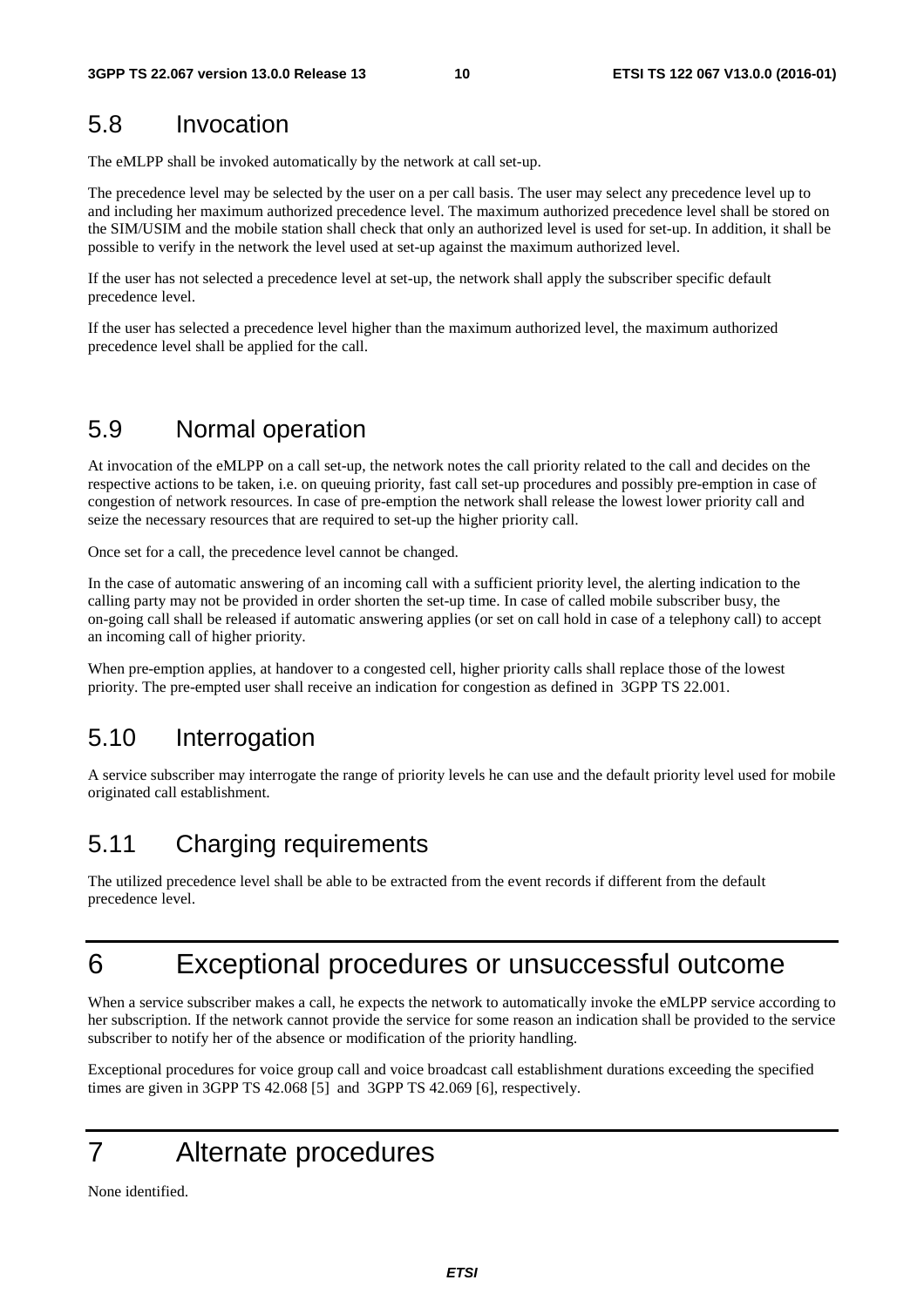## 5.8 Invocation

The eMLPP shall be invoked automatically by the network at call set-up.

The precedence level may be selected by the user on a per call basis. The user may select any precedence level up to and including her maximum authorized precedence level. The maximum authorized precedence level shall be stored on the SIM/USIM and the mobile station shall check that only an authorized level is used for set-up. In addition, it shall be possible to verify in the network the level used at set-up against the maximum authorized level.

If the user has not selected a precedence level at set-up, the network shall apply the subscriber specific default precedence level.

If the user has selected a precedence level higher than the maximum authorized level, the maximum authorized precedence level shall be applied for the call.

## 5.9 Normal operation

At invocation of the eMLPP on a call set-up, the network notes the call priority related to the call and decides on the respective actions to be taken, i.e. on queuing priority, fast call set-up procedures and possibly pre-emption in case of congestion of network resources. In case of pre-emption the network shall release the lowest lower priority call and seize the necessary resources that are required to set-up the higher priority call.

Once set for a call, the precedence level cannot be changed.

In the case of automatic answering of an incoming call with a sufficient priority level, the alerting indication to the calling party may not be provided in order shorten the set-up time. In case of called mobile subscriber busy, the on-going call shall be released if automatic answering applies (or set on call hold in case of a telephony call) to accept an incoming call of higher priority.

When pre-emption applies, at handover to a congested cell, higher priority calls shall replace those of the lowest priority. The pre-empted user shall receive an indication for congestion as defined in 3GPP TS 22.001.

## 5.10 Interrogation

A service subscriber may interrogate the range of priority levels he can use and the default priority level used for mobile originated call establishment.

## 5.11 Charging requirements

The utilized precedence level shall be able to be extracted from the event records if different from the default precedence level.

# 6 Exceptional procedures or unsuccessful outcome

When a service subscriber makes a call, he expects the network to automatically invoke the eMLPP service according to her subscription. If the network cannot provide the service for some reason an indication shall be provided to the service subscriber to notify her of the absence or modification of the priority handling.

Exceptional procedures for voice group call and voice broadcast call establishment durations exceeding the specified times are given in 3GPP TS 42.068 [5] and 3GPP TS 42.069 [6], respectively.

# 7 Alternate procedures

None identified.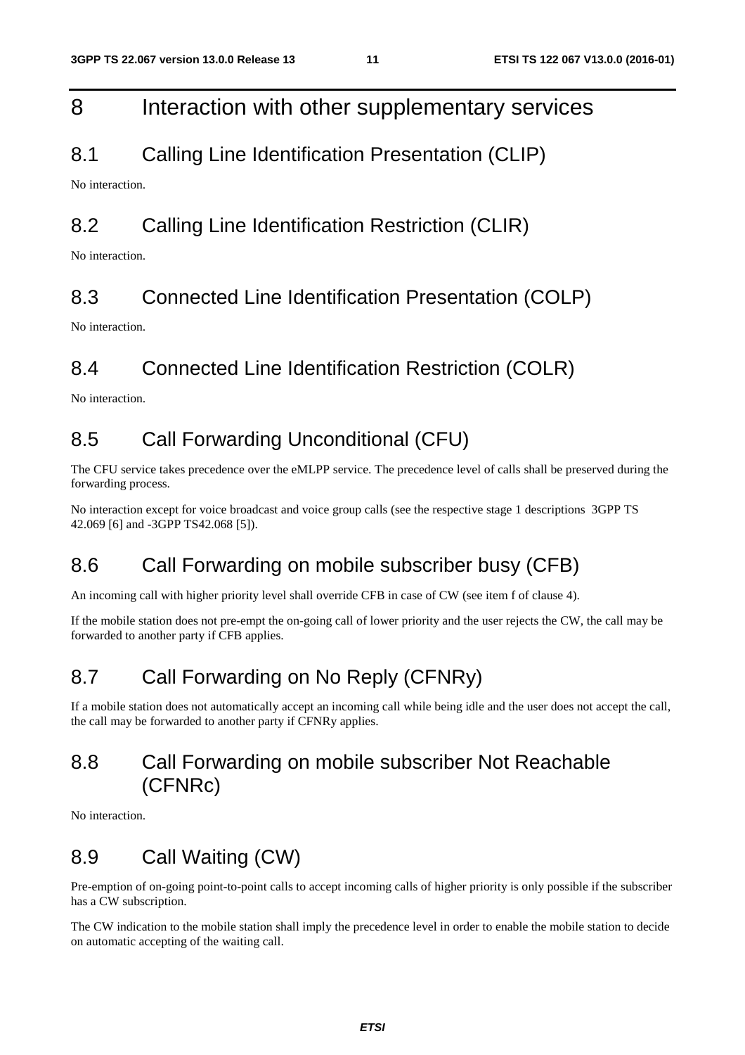# 8 Interaction with other supplementary services

## 8.1 Calling Line Identification Presentation (CLIP)

No interaction.

## 8.2 Calling Line Identification Restriction (CLIR)

No interaction.

## 8.3 Connected Line Identification Presentation (COLP)

No interaction.

## 8.4 Connected Line Identification Restriction (COLR)

No interaction.

## 8.5 Call Forwarding Unconditional (CFU)

The CFU service takes precedence over the eMLPP service. The precedence level of calls shall be preserved during the forwarding process.

No interaction except for voice broadcast and voice group calls (see the respective stage 1 descriptions 3GPP TS 42.069 [6] and -3GPP TS42.068 [5]).

## 8.6 Call Forwarding on mobile subscriber busy (CFB)

An incoming call with higher priority level shall override CFB in case of CW (see item f of clause 4).

If the mobile station does not pre-empt the on-going call of lower priority and the user rejects the CW, the call may be forwarded to another party if CFB applies.

## 8.7 Call Forwarding on No Reply (CFNRy)

If a mobile station does not automatically accept an incoming call while being idle and the user does not accept the call, the call may be forwarded to another party if CFNRy applies.

## 8.8 Call Forwarding on mobile subscriber Not Reachable (CFNRc)

No interaction.

## 8.9 Call Waiting (CW)

Pre-emption of on-going point-to-point calls to accept incoming calls of higher priority is only possible if the subscriber has a CW subscription.

The CW indication to the mobile station shall imply the precedence level in order to enable the mobile station to decide on automatic accepting of the waiting call.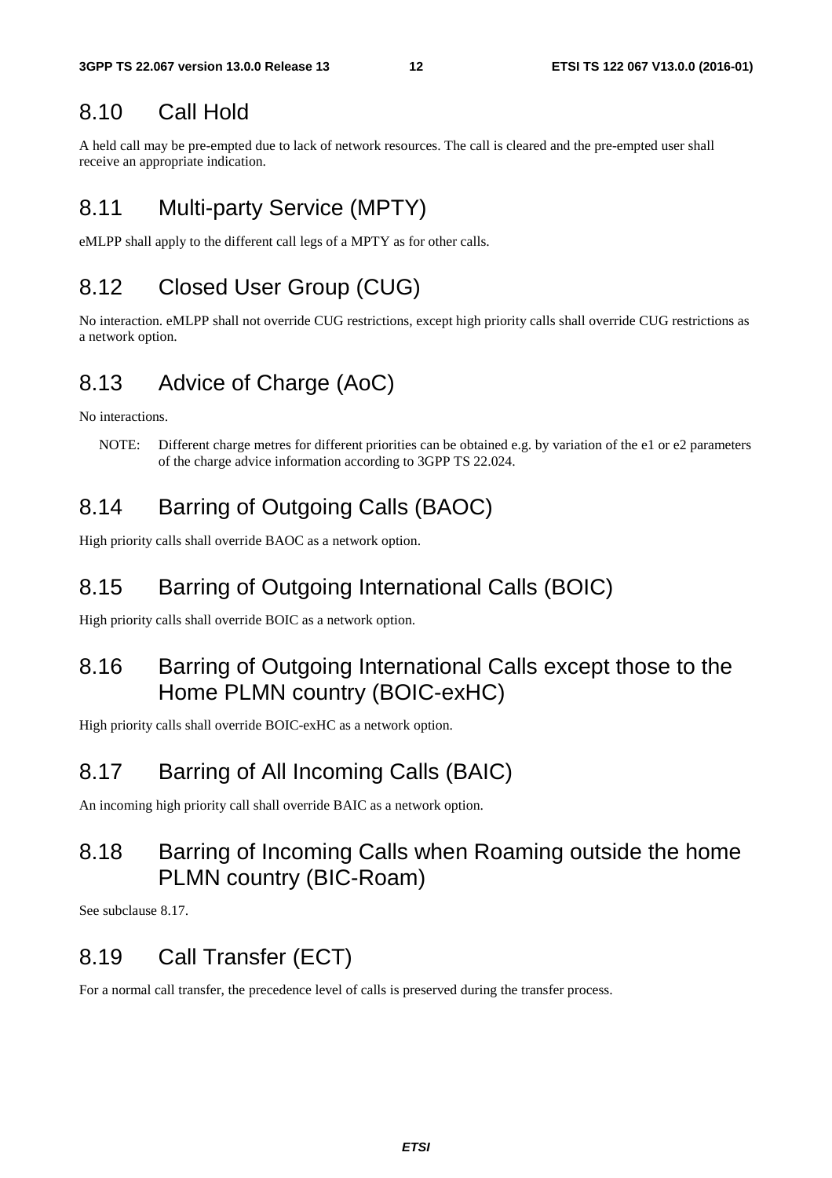## 8.10 Call Hold

A held call may be pre-empted due to lack of network resources. The call is cleared and the pre-empted user shall receive an appropriate indication.

## 8.11 Multi-party Service (MPTY)

eMLPP shall apply to the different call legs of a MPTY as for other calls.

## 8.12 Closed User Group (CUG)

No interaction. eMLPP shall not override CUG restrictions, except high priority calls shall override CUG restrictions as a network option.

## 8.13 Advice of Charge (AoC)

No interactions.

NOTE: Different charge metres for different priorities can be obtained e.g. by variation of the e1 or e2 parameters of the charge advice information according to 3GPP TS 22.024.

## 8.14 Barring of Outgoing Calls (BAOC)

High priority calls shall override BAOC as a network option.

## 8.15 Barring of Outgoing International Calls (BOIC)

High priority calls shall override BOIC as a network option.

## 8.16 Barring of Outgoing International Calls except those to the Home PLMN country (BOIC-exHC)

High priority calls shall override BOIC-exHC as a network option.

## 8.17 Barring of All Incoming Calls (BAIC)

An incoming high priority call shall override BAIC as a network option.

## 8.18 Barring of Incoming Calls when Roaming outside the home PLMN country (BIC-Roam)

See subclause 8.17.

## 8.19 Call Transfer (ECT)

For a normal call transfer, the precedence level of calls is preserved during the transfer process.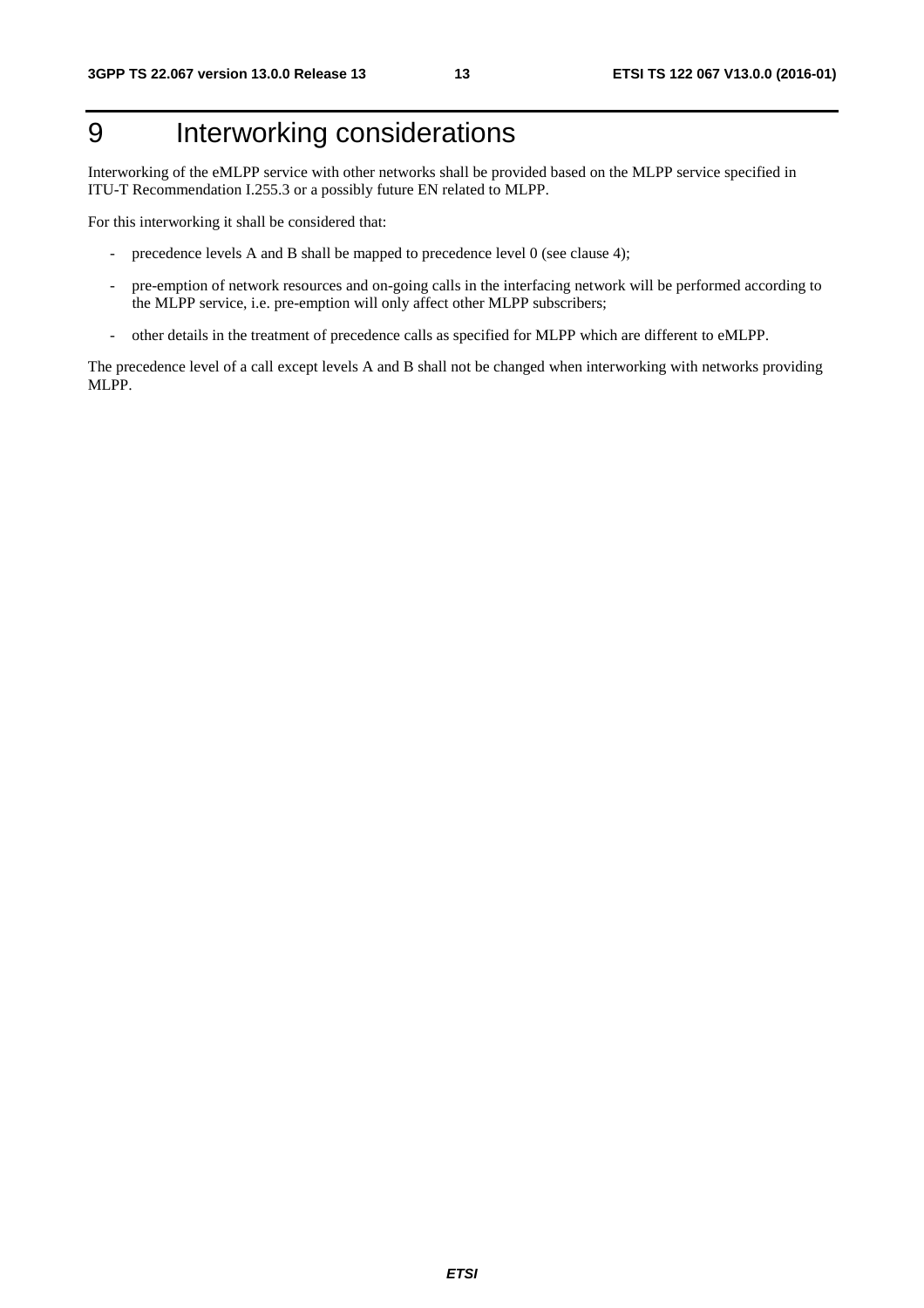# 9 Interworking considerations

Interworking of the eMLPP service with other networks shall be provided based on the MLPP service specified in ITU-T Recommendation I.255.3 or a possibly future EN related to MLPP.

For this interworking it shall be considered that:

- precedence levels A and B shall be mapped to precedence level 0 (see clause 4);
- pre-emption of network resources and on-going calls in the interfacing network will be performed according to the MLPP service, i.e. pre-emption will only affect other MLPP subscribers;
- other details in the treatment of precedence calls as specified for MLPP which are different to eMLPP.

The precedence level of a call except levels A and B shall not be changed when interworking with networks providing MLPP.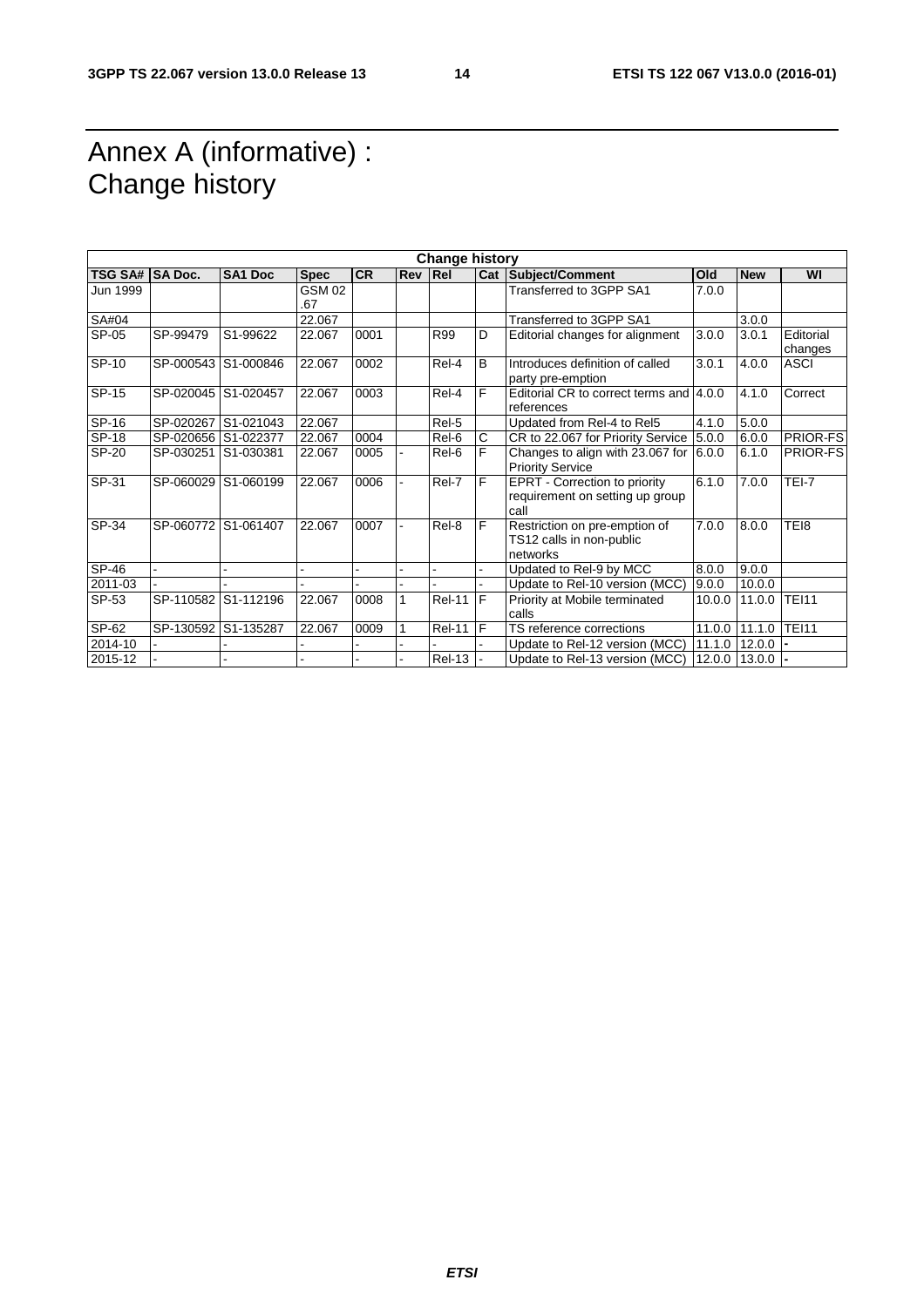# Annex A (informative) : Change history

| Change history | | | | | | | | | | | |
|---|---|---|---|---|---|---|---|---|---|---|---|
| **TSG SA#** | **SA Doc.** | **SA1 Doc** | **Spec** | **CR** | **Rev** | **Rel** | **Cat** | **Subject/Comment** | **Old** | **New** | **WI** |
| Jun 1999 | | | GSM 02.67 | | | | | Transferred to 3GPP SA1 | 7.0.0 | | |
| SA#04 | | | 22.067 | | | | | Transferred to 3GPP SA1 | | 3.0.0 | |
| SP-05 | SP-99479 | S1-99622 | 22.067 | 0001 | | R99 | D | Editorial changes for alignment | 3.0.0 | 3.0.1 | Editorial changes |
| SP-10 | SP-000543 | S1-000846 | 22.067 | 0002 | | Rel-4 | B | Introduces definition of called party pre-emption | 3.0.1 | 4.0.0 | ASCI |
| SP-15 | SP-020045 | S1-020457 | 22.067 | 0003 | | Rel-4 | F | Editorial CR to correct terms and references | 4.0.0 | 4.1.0 | Correct |
| SP-16 | SP-020267 | S1-021043 | 22.067 | | | Rel-5 | | Updated from Rel-4 to Rel5 | 4.1.0 | 5.0.0 | |
| SP-18 | SP-020656 | S1-022377 | 22.067 | 0004 | | Rel-6 | C | CR to 22.067 for Priority Service | 5.0.0 | 6.0.0 | PRIOR-FS |
| SP-20 | SP-030251 | S1-030381 | 22.067 | 0005 | - | Rel-6 | F | Changes to align with 23.067 for Priority Service | 6.0.0 | 6.1.0 | PRIOR-FS |
| SP-31 | SP-060029 | S1-060199 | 22.067 | 0006 | - | Rel-7 | F | EPRT - Correction to priority requirement on setting up group call | 6.1.0 | 7.0.0 | TEI-7 |
| SP-34 | SP-060772 | S1-061407 | 22.067 | 0007 | - | Rel-8 | F | Restriction on pre-emption of TS12 calls in non-public networks | 7.0.0 | 8.0.0 | TEI8 |
| SP-46 | - | - | - | - | - | - | - | Updated to Rel-9 by MCC | 8.0.0 | 9.0.0 | |
| 2011-03 | - | - | - | - | - | - | - | Update to Rel-10 version (MCC) | 9.0.0 | 10.0.0 | |
| SP-53 | SP-110582 | S1-112196 | 22.067 | 0008 | 1 | Rel-11 | F | Priority at Mobile terminated calls | 10.0.0 | 11.0.0 | TEI11 |
| SP-62 | SP-130592 | S1-135287 | 22.067 | 0009 | 1 | Rel-11 | F | TS reference corrections | 11.0.0 | 11.1.0 | TEI11 |
| 2014-10 | - | - | - | - | - | - | - | Update to Rel-12 version (MCC) | 11.1.0 | 12.0.0 | - |
| 2015-12 | - | - | - | - | - | Rel-13 | - | Update to Rel-13 version (MCC) | 12.0.0 | 13.0.0 | - |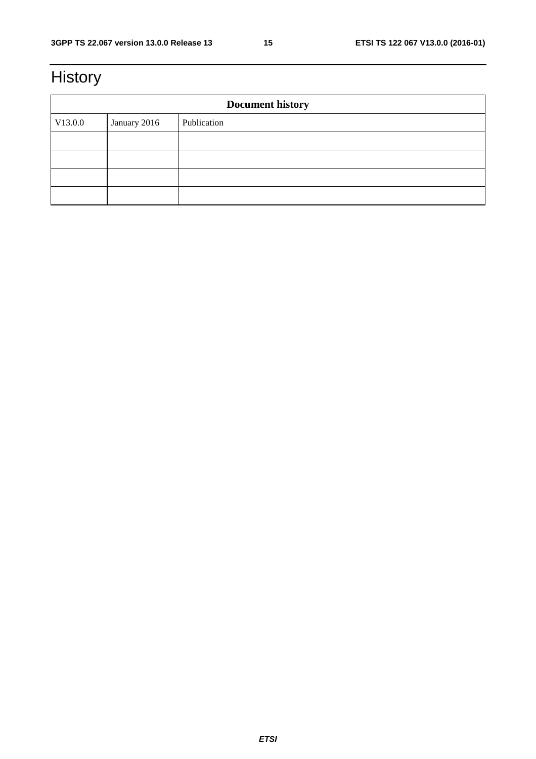# History

| Document history | | |
|---|---|---|
| V13.0.0 | January 2016 | Publication |
| | | |
| | | |
| | | |
| | | |